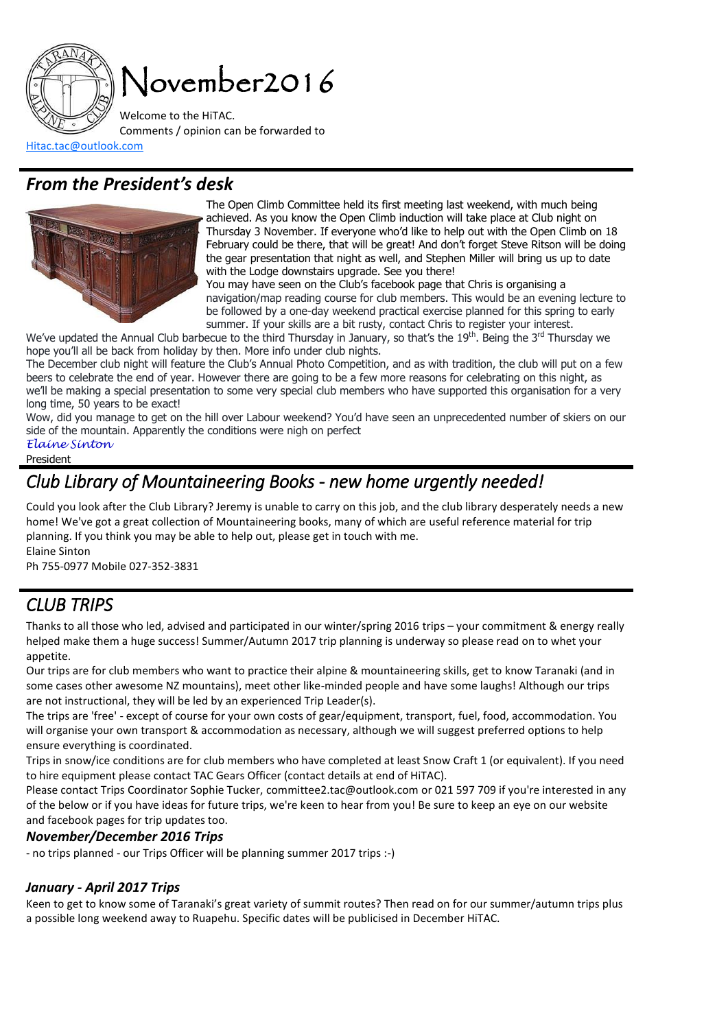# November2016

Welcome to the HiTAC.
Comments / opinion can be forwarded to
Hitac.tac@outlook.com

## *From the President's desk*

The Open Climb Committee held its first meeting last weekend, with much being achieved. As you know the Open Climb induction will take place at Club night on Thursday 3 November. If everyone who'd like to help out with the Open Climb on 18 February could be there, that will be great! And don't forget Steve Ritson will be doing the gear presentation that night as well, and Stephen Miller will bring us up to date with the Lodge downstairs upgrade. See you there!

You may have seen on the Club's facebook page that Chris is organising a navigation/map reading course for club members. This would be an evening lecture to be followed by a one-day weekend practical exercise planned for this spring to early summer. If your skills are a bit rusty, contact Chris to register your interest.

We've updated the Annual Club barbecue to the third Thursday in January, so that's the 19th. Being the 3rd Thursday we hope you'll all be back from holiday by then. More info under club nights.

The December club night will feature the Club's Annual Photo Competition, and as with tradition, the club will put on a few beers to celebrate the end of year. However there are going to be a few more reasons for celebrating on this night, as we'll be making a special presentation to some very special club members who have supported this organisation for a very long time, 50 years to be exact!

Wow, did you manage to get on the hill over Labour weekend? You'd have seen an unprecedented number of skiers on our side of the mountain. Apparently the conditions were nigh on perfect

*Elaine Sinton*
President

## *Club Library of Mountaineering Books - new home urgently needed!*

Could you look after the Club Library? Jeremy is unable to carry on this job, and the club library desperately needs a new home! We've got a great collection of Mountaineering books, many of which are useful reference material for trip planning. If you think you may be able to help out, please get in touch with me.

Elaine Sinton
Ph 755-0977 Mobile 027-352-3831

## *CLUB TRIPS*

Thanks to all those who led, advised and participated in our winter/spring 2016 trips – your commitment & energy really helped make them a huge success! Summer/Autumn 2017 trip planning is underway so please read on to whet your appetite.

Our trips are for club members who want to practice their alpine & mountaineering skills, get to know Taranaki (and in some cases other awesome NZ mountains), meet other like-minded people and have some laughs! Although our trips are not instructional, they will be led by an experienced Trip Leader(s).

The trips are 'free' - except of course for your own costs of gear/equipment, transport, fuel, food, accommodation. You will organise your own transport & accommodation as necessary, although we will suggest preferred options to help ensure everything is coordinated.

Trips in snow/ice conditions are for club members who have completed at least Snow Craft 1 (or equivalent). If you need to hire equipment please contact TAC Gears Officer (contact details at end of HiTAC).

Please contact Trips Coordinator Sophie Tucker, committee2.tac@outlook.com or 021 597 709 if you're interested in any of the below or if you have ideas for future trips, we're keen to hear from you! Be sure to keep an eye on our website and facebook pages for trip updates too.

### *November/December 2016 Trips*

- no trips planned - our Trips Officer will be planning summer 2017 trips :-)

### *January - April 2017 Trips*

Keen to get to know some of Taranaki's great variety of summit routes? Then read on for our summer/autumn trips plus a possible long weekend away to Ruapehu. Specific dates will be publicised in December HiTAC.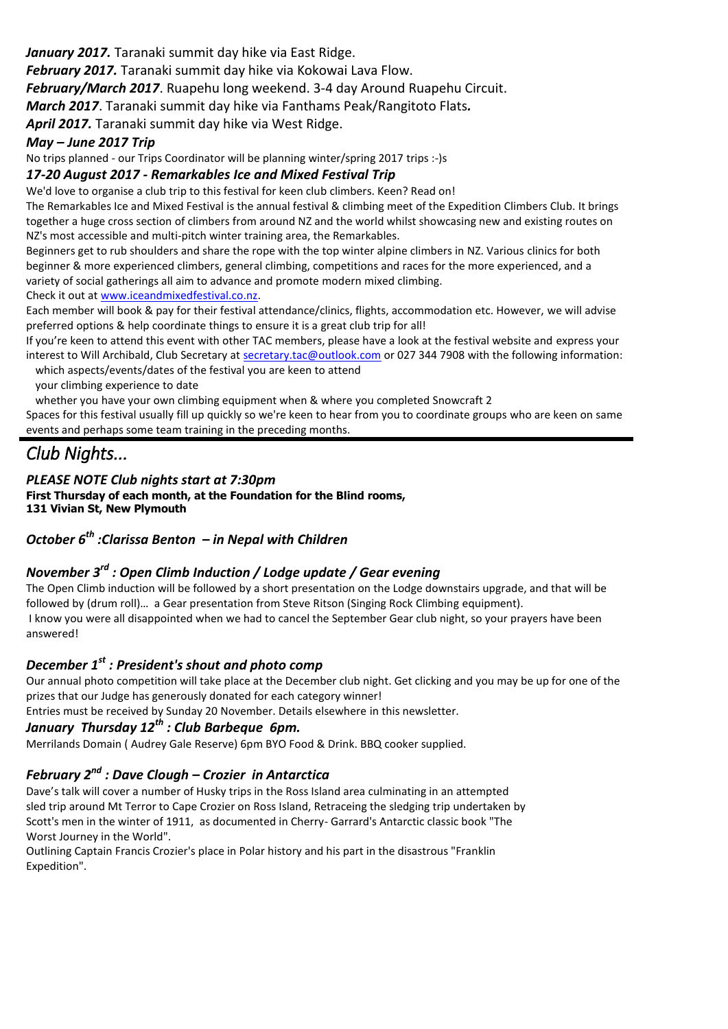***January 2017.*** Taranaki summit day hike via East Ridge.

***February 2017.*** Taranaki summit day hike via Kokowai Lava Flow.

***February/March 2017***. Ruapehu long weekend. 3-4 day Around Ruapehu Circuit.

***March 2017***. Taranaki summit day hike via Fanthams Peak/Rangitoto Flats***.***

***April 2017.*** Taranaki summit day hike via West Ridge.

### *May – June 2017 Trip*

No trips planned - our Trips Coordinator will be planning winter/spring 2017 trips :-)s

### *17-20 August 2017 - Remarkables Ice and Mixed Festival Trip*

We'd love to organise a club trip to this festival for keen club climbers. Keen? Read on!

The Remarkables Ice and Mixed Festival is the annual festival & climbing meet of the Expedition Climbers Club. It brings together a huge cross section of climbers from around NZ and the world whilst showcasing new and existing routes on NZ's most accessible and multi-pitch winter training area, the Remarkables.

Beginners get to rub shoulders and share the rope with the top winter alpine climbers in NZ. Various clinics for both beginner & more experienced climbers, general climbing, competitions and races for the more experienced, and a variety of social gatherings all aim to advance and promote modern mixed climbing.

Check it out at www.iceandmixedfestival.co.nz.

Each member will book & pay for their festival attendance/clinics, flights, accommodation etc. However, we will advise preferred options & help coordinate things to ensure it is a great club trip for all!

If you're keen to attend this event with other TAC members, please have a look at the festival website and express your interest to Will Archibald, Club Secretary at secretary.tac@outlook.com or 027 344 7908 with the following information:

- which aspects/events/dates of the festival you are keen to attend
- your climbing experience to date
- whether you have your own climbing equipment when & where you completed Snowcraft 2

Spaces for this festival usually fill up quickly so we're keen to hear from you to coordinate groups who are keen on same events and perhaps some team training in the preceding months.

# *Club Nights…*

***PLEASE NOTE Club nights start at 7:30pm***

**First Thursday of each month, at the Foundation for the Blind rooms,**
**131 Vivian St, New Plymouth**

### *October 6th :Clarissa Benton – in Nepal with Children*

### *November 3rd : Open Climb Induction / Lodge update / Gear evening*

The Open Climb induction will be followed by a short presentation on the Lodge downstairs upgrade, and that will be followed by (drum roll)… a Gear presentation from Steve Ritson (Singing Rock Climbing equipment).

I know you were all disappointed when we had to cancel the September Gear club night, so your prayers have been answered!

### *December 1st : President's shout and photo comp*

Our annual photo competition will take place at the December club night. Get clicking and you may be up for one of the prizes that our Judge has generously donated for each category winner!

Entries must be received by Sunday 20 November. Details elsewhere in this newsletter.

### *January Thursday 12th : Club Barbeque 6pm.*

Merrilands Domain ( Audrey Gale Reserve) 6pm BYO Food & Drink. BBQ cooker supplied.

### *February 2nd : Dave Clough – Crozier in Antarctica*

Dave's talk will cover a number of Husky trips in the Ross Island area culminating in an attempted sled trip around Mt Terror to Cape Crozier on Ross Island, Retraceing the sledging trip undertaken by Scott's men in the winter of 1911, as documented in Cherry- Garrard's Antarctic classic book "The Worst Journey in the World".

Outlining Captain Francis Crozier's place in Polar history and his part in the disastrous "Franklin Expedition".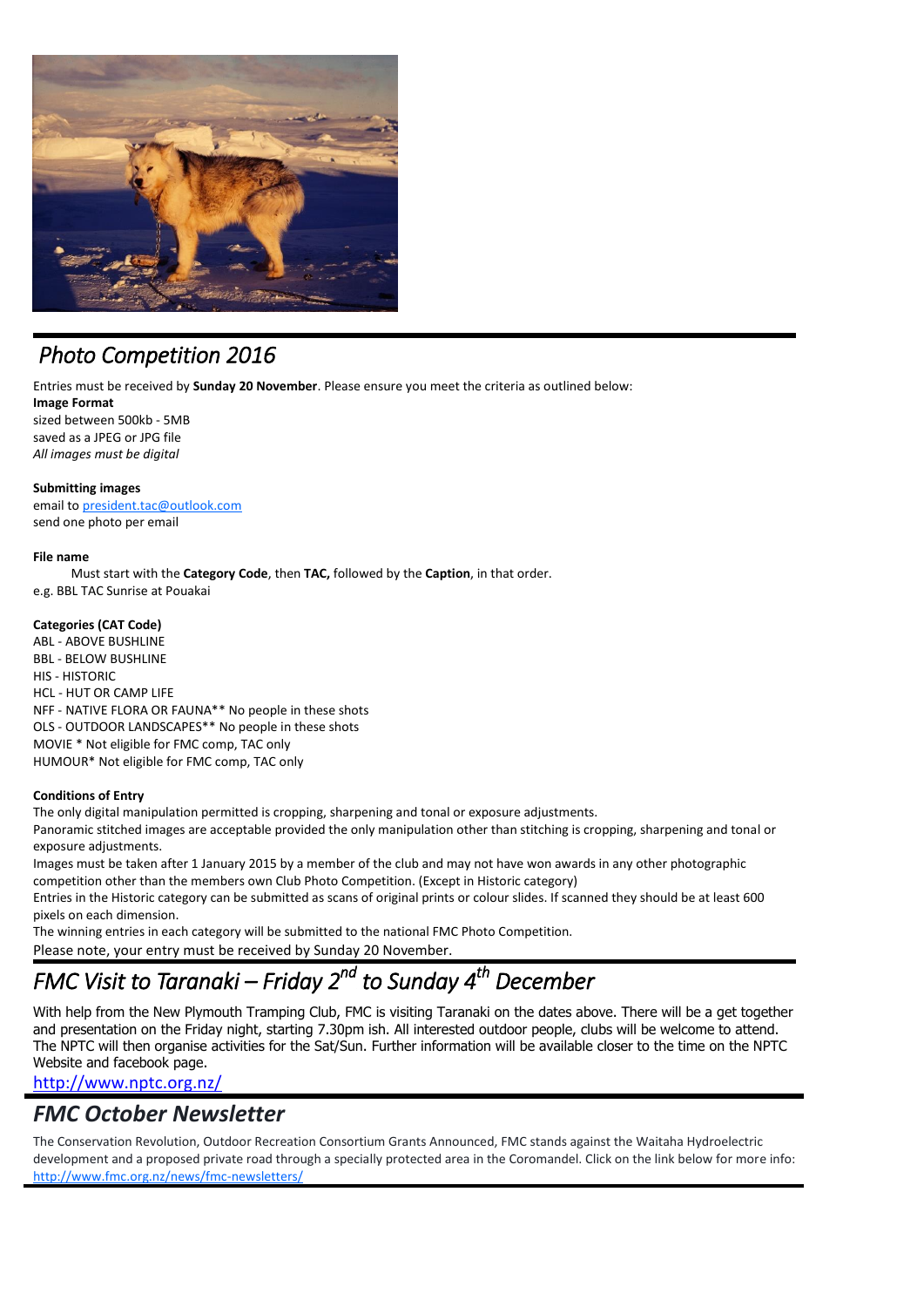## *Photo Competition 2016*

Entries must be received by **Sunday 20 November**. Please ensure you meet the criteria as outlined below:

**Image Format**
sized between 500kb - 5MB
saved as a JPEG or JPG file
*All images must be digital*

**Submitting images**
email to president.tac@outlook.com
send one photo per email

**File name**
Must start with the **Category Code**, then **TAC,** followed by the **Caption**, in that order.
e.g. BBL TAC Sunrise at Pouakai

**Categories (CAT Code)**
ABL - ABOVE BUSHLINE
BBL - BELOW BUSHLINE
HIS - HISTORIC
HCL - HUT OR CAMP LIFE
NFF - NATIVE FLORA OR FAUNA** No people in these shots
OLS - OUTDOOR LANDSCAPES** No people in these shots
MOVIE * Not eligible for FMC comp, TAC only
HUMOUR* Not eligible for FMC comp, TAC only

**Conditions of Entry**
The only digital manipulation permitted is cropping, sharpening and tonal or exposure adjustments.
Panoramic stitched images are acceptable provided the only manipulation other than stitching is cropping, sharpening and tonal or exposure adjustments.
Images must be taken after 1 January 2015 by a member of the club and may not have won awards in any other photographic competition other than the members own Club Photo Competition. (Except in Historic category)
Entries in the Historic category can be submitted as scans of original prints or colour slides. If scanned they should be at least 600 pixels on each dimension.
The winning entries in each category will be submitted to the national FMC Photo Competition.
Please note, your entry must be received by Sunday 20 November.

## *FMC Visit to Taranaki – Friday 2nd to Sunday 4th December*

With help from the New Plymouth Tramping Club, FMC is visiting Taranaki on the dates above. There will be a get together and presentation on the Friday night, starting 7.30pm ish. All interested outdoor people, clubs will be welcome to attend. The NPTC will then organise activities for the Sat/Sun. Further information will be available closer to the time on the NPTC Website and facebook page.
http://www.nptc.org.nz/

## *FMC October Newsletter*

The Conservation Revolution, Outdoor Recreation Consortium Grants Announced, FMC stands against the Waitaha Hydroelectric development and a proposed private road through a specially protected area in the Coromandel. Click on the link below for more info:
http://www.fmc.org.nz/news/fmc-newsletters/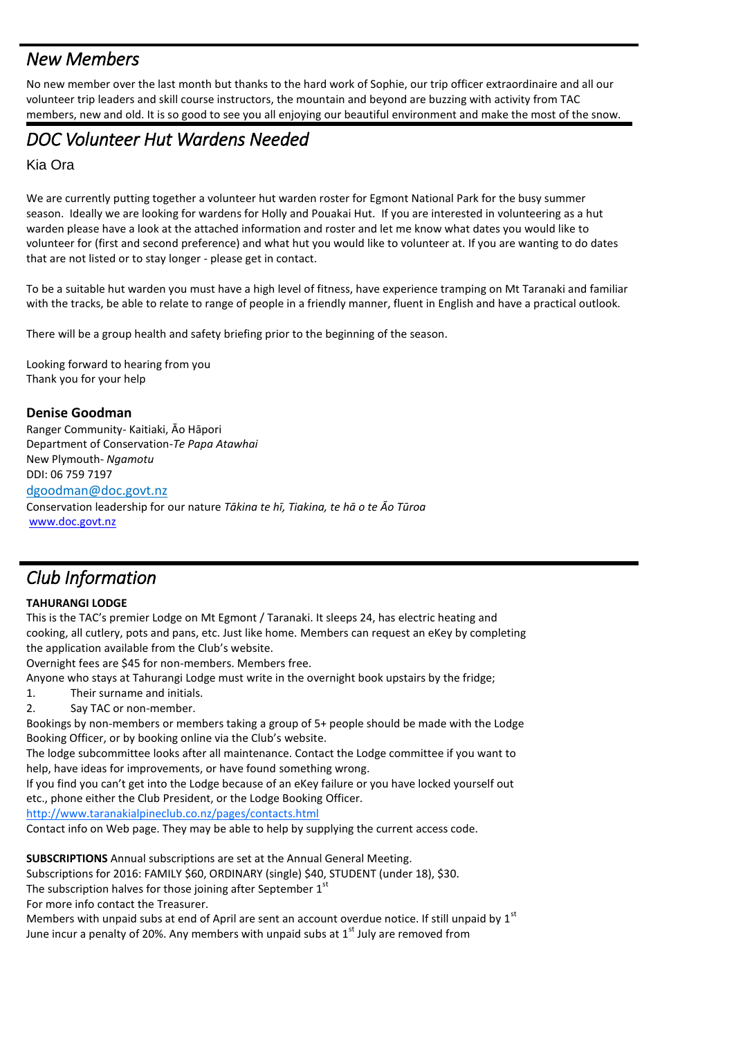## *New Members*

No new member over the last month but thanks to the hard work of Sophie, our trip officer extraordinaire and all our volunteer trip leaders and skill course instructors, the mountain and beyond are buzzing with activity from TAC members, new and old. It is so good to see you all enjoying our beautiful environment and make the most of the snow.

## *DOC Volunteer Hut Wardens Needed*

Kia Ora

We are currently putting together a volunteer hut warden roster for Egmont National Park for the busy summer season. Ideally we are looking for wardens for Holly and Pouakai Hut. If you are interested in volunteering as a hut warden please have a look at the attached information and roster and let me know what dates you would like to volunteer for (first and second preference) and what hut you would like to volunteer at. If you are wanting to do dates that are not listed or to stay longer - please get in contact.

To be a suitable hut warden you must have a high level of fitness, have experience tramping on Mt Taranaki and familiar with the tracks, be able to relate to range of people in a friendly manner, fluent in English and have a practical outlook.

There will be a group health and safety briefing prior to the beginning of the season.

Looking forward to hearing from you
Thank you for your help

**Denise Goodman**
Ranger Community- Kaitiaki, Āo Hāpori
Department of Conservation-*Te Papa Atawhai*
New Plymouth- *Ngamotu*
DDI: 06 759 7197
dgoodman@doc.govt.nz
Conservation leadership for our nature *Tākina te hī, Tiakina, te hā o te Āo Tūroa*
www.doc.govt.nz

## *Club Information*

**TAHURANGI LODGE**
This is the TAC's premier Lodge on Mt Egmont / Taranaki. It sleeps 24, has electric heating and cooking, all cutlery, pots and pans, etc. Just like home. Members can request an eKey by completing the application available from the Club's website.
Overnight fees are $45 for non-members. Members free.
Anyone who stays at Tahurangi Lodge must write in the overnight book upstairs by the fridge;

1. Their surname and initials.
2. Say TAC or non-member.

Bookings by non-members or members taking a group of 5+ people should be made with the Lodge Booking Officer, or by booking online via the Club's website.
The lodge subcommittee looks after all maintenance. Contact the Lodge committee if you want to help, have ideas for improvements, or have found something wrong.
If you find you can't get into the Lodge because of an eKey failure or you have locked yourself out etc., phone either the Club President, or the Lodge Booking Officer.
http://www.taranakialpineclub.co.nz/pages/contacts.html
Contact info on Web page. They may be able to help by supplying the current access code.

**SUBSCRIPTIONS** Annual subscriptions are set at the Annual General Meeting.
Subscriptions for 2016: FAMILY $60, ORDINARY (single) $40, STUDENT (under 18), $30.
The subscription halves for those joining after September 1st
For more info contact the Treasurer.
Members with unpaid subs at end of April are sent an account overdue notice. If still unpaid by 1st June incur a penalty of 20%. Any members with unpaid subs at 1st July are removed from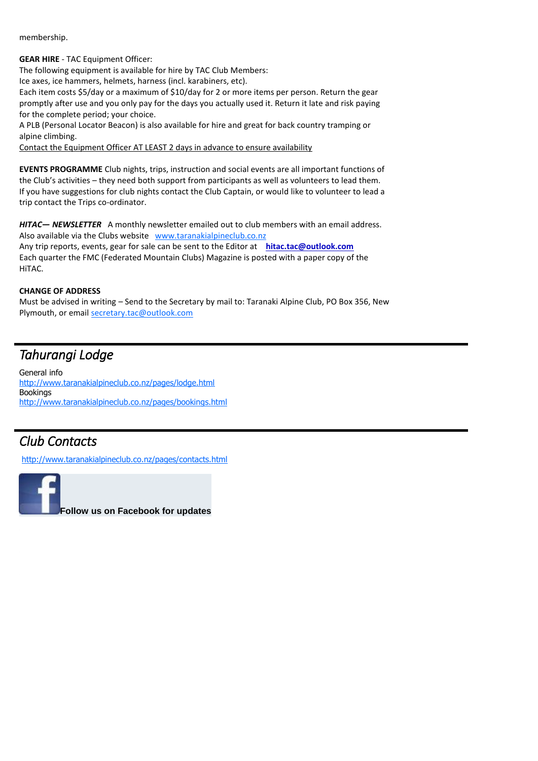membership.

**GEAR HIRE** - TAC Equipment Officer:
The following equipment is available for hire by TAC Club Members:
Ice axes, ice hammers, helmets, harness (incl. karabiners, etc).
Each item costs $5/day or a maximum of $10/day for 2 or more items per person. Return the gear promptly after use and you only pay for the days you actually used it. Return it late and risk paying for the complete period; your choice.
A PLB (Personal Locator Beacon) is also available for hire and great for back country tramping or alpine climbing.
Contact the Equipment Officer AT LEAST 2 days in advance to ensure availability

**EVENTS PROGRAMME** Club nights, trips, instruction and social events are all important functions of the Club's activities – they need both support from participants as well as volunteers to lead them. If you have suggestions for club nights contact the Club Captain, or would like to volunteer to lead a trip contact the Trips co-ordinator.

***HITAC— NEWSLETTER*** A monthly newsletter emailed out to club members with an email address. Also available via the Clubs website www.taranakialpineclub.co.nz
Any trip reports, events, gear for sale can be sent to the Editor at **hitac.tac@outlook.com**
Each quarter the FMC (Federated Mountain Clubs) Magazine is posted with a paper copy of the HiTAC.

**CHANGE OF ADDRESS**
Must be advised in writing – Send to the Secretary by mail to: Taranaki Alpine Club, PO Box 356, New Plymouth, or email secretary.tac@outlook.com

## *Tahurangi Lodge*

General info
http://www.taranakialpineclub.co.nz/pages/lodge.html
Bookings
http://www.taranakialpineclub.co.nz/pages/bookings.html

## *Club Contacts*

http://www.taranakialpineclub.co.nz/pages/contacts.html

**Follow us on Facebook for updates**